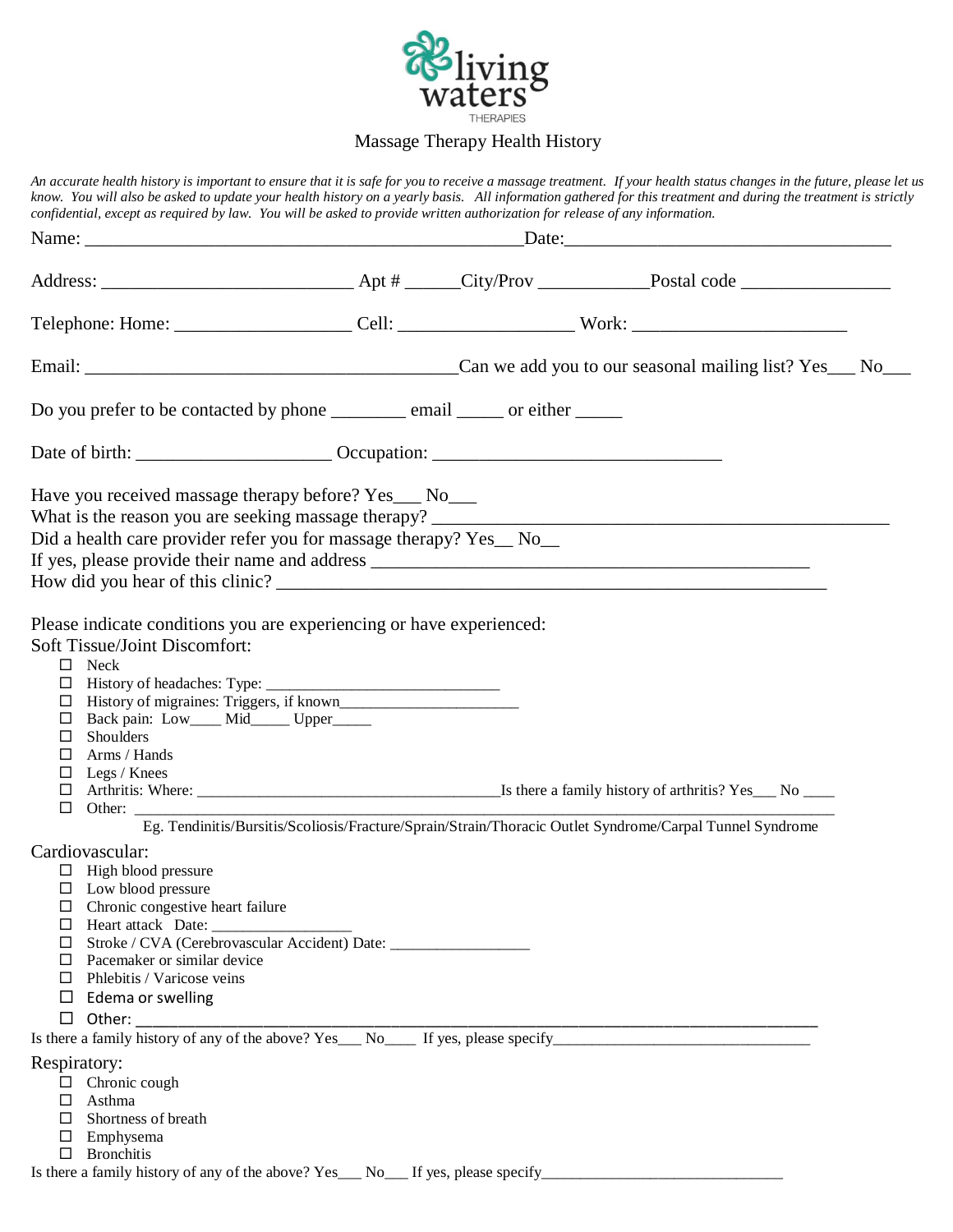living waters
THERAPIES

# Massage Therapy Health History

*An accurate health history is important to ensure that it is safe for you to receive a massage treatment. If your health status changes in the future, please let us know. You will also be asked to update your health history on a yearly basis. All information gathered for this treatment and during the treatment is strictly confidential, except as required by law. You will be asked to provide written authorization for release of any information.*

Name: _______________________________________________ Date: ___________________________________

Address: ___________________________ Apt # ______ City/Prov ____________ Postal code ________________

Telephone: Home: ___________________ Cell: ___________________ Work: _______________________

Email: ________________________________________ Can we add you to our seasonal mailing list? Yes___ No___

Do you prefer to be contacted by phone ________ email _____ or either _____

Date of birth: _____________________ Occupation: _______________________________

Have you received massage therapy before? Yes___ No___
What is the reason you are seeking massage therapy? _________________________________________________
Did a health care provider refer you for massage therapy? Yes__ No__
If yes, please provide their name and address ________________________________________________
How did you hear of this clinic? ____________________________________________________________

Please indicate conditions you are experiencing or have experienced:

Soft Tissue/Joint Discomfort:

- ☐ Neck
- ☐ History of headaches: Type: ______________________________
- ☐ History of migraines: Triggers, if known_______________________
- ☐ Back pain: Low____ Mid_____ Upper_____
- ☐ Shoulders
- ☐ Arms / Hands
- ☐ Legs / Knees
- ☐ Arthritis: Where: ________________________________________ Is there a family history of arthritis? Yes___ No ____
- ☐ Other: ______________________________________________________________________________________
  Eg. Tendinitis/Bursitis/Scoliosis/Fracture/Sprain/Strain/Thoracic Outlet Syndrome/Carpal Tunnel Syndrome

Cardiovascular:

- ☐ High blood pressure
- ☐ Low blood pressure
- ☐ Chronic congestive heart failure
- ☐ Heart attack Date: _________________
- ☐ Stroke / CVA (Cerebrovascular Accident) Date: _________________
- ☐ Pacemaker or similar device
- ☐ Phlebitis / Varicose veins
- ☐ Edema or swelling
- ☐ Other: ______________________________________________________________________________________

Is there a family history of any of the above? Yes___ No____ If yes, please specify_________________________________

Respiratory:

- ☐ Chronic cough
- ☐ Asthma
- ☐ Shortness of breath
- ☐ Emphysema
- ☐ Bronchitis

Is there a family history of any of the above? Yes___ No___ If yes, please specify______________________________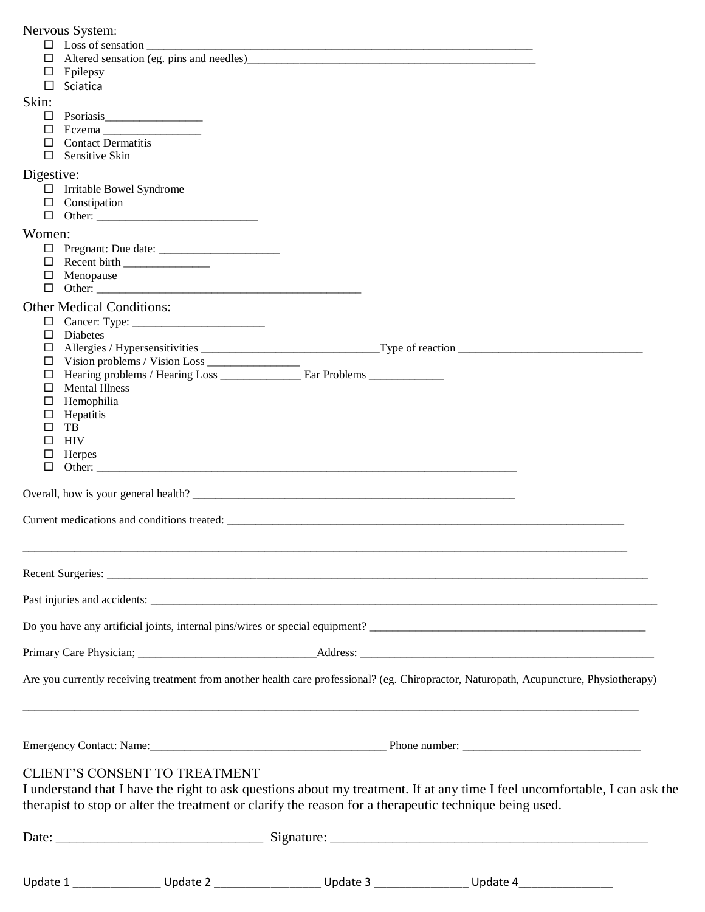Nervous System:

- ☐ Loss of sensation ____________________________________________________________________
- ☐ Altered sensation (eg. pins and needles)_____________________________________________________
- ☐ Epilepsy
- ☐ Sciatica

Skin:

- ☐ Psoriasis________________
- ☐ Eczema ________________
- ☐ Contact Dermatitis
- ☐ Sensitive Skin

Digestive:

- ☐ Irritable Bowel Syndrome
- ☐ Constipation
- ☐ Other: ___________________________

Women:

- ☐ Pregnant: Due date: _____________________
- ☐ Recent birth _______________
- ☐ Menopause
- ☐ Other: ______________________________________________

Other Medical Conditions:

- ☐ Cancer: Type: ______________________
- ☐ Diabetes
- ☐ Allergies / Hypersensitivities _______________________________Type of reaction ________________________________
- ☐ Vision problems / Vision Loss ________________
- ☐ Hearing problems / Hearing Loss ______________ Ear Problems _____________
- ☐ Mental Illness
- ☐ Hemophilia
- ☐ Hepatitis
- ☐ TB
- ☐ HIV
- ☐ Herpes
- ☐ Other: ________________________________________________________________________

Overall, how is your general health? ____________________________________________________________

Current medications and conditions treated: _________________________________________________________________________

_____________________________________________________________________________________________________________

Recent Surgeries: _________________________________________________________________________________________________

Past injuries and accidents: ___________________________________________________________________________________________

Do you have any artificial joints, internal pins/wires or special equipment? ___________________________________________________

Primary Care Physician; _______________________________Address: _____________________________________________________

Are you currently receiving treatment from another health care professional? (eg. Chiropractor, Naturopath, Acupuncture, Physiotherapy)

_____________________________________________________________________________________________________________

Emergency Contact: Name:_________________________________________ Phone number: _______________________________

CLIENT'S CONSENT TO TREATMENT

I understand that I have the right to ask questions about my treatment. If at any time I feel uncomfortable, I can ask the therapist to stop or alter the treatment or clarify the reason for a therapeutic technique being used.

Date: _______________________________ Signature: _________________________________________________

Update 1 ______________ Update 2 _________________ Update 3 _______________ Update 4_______________